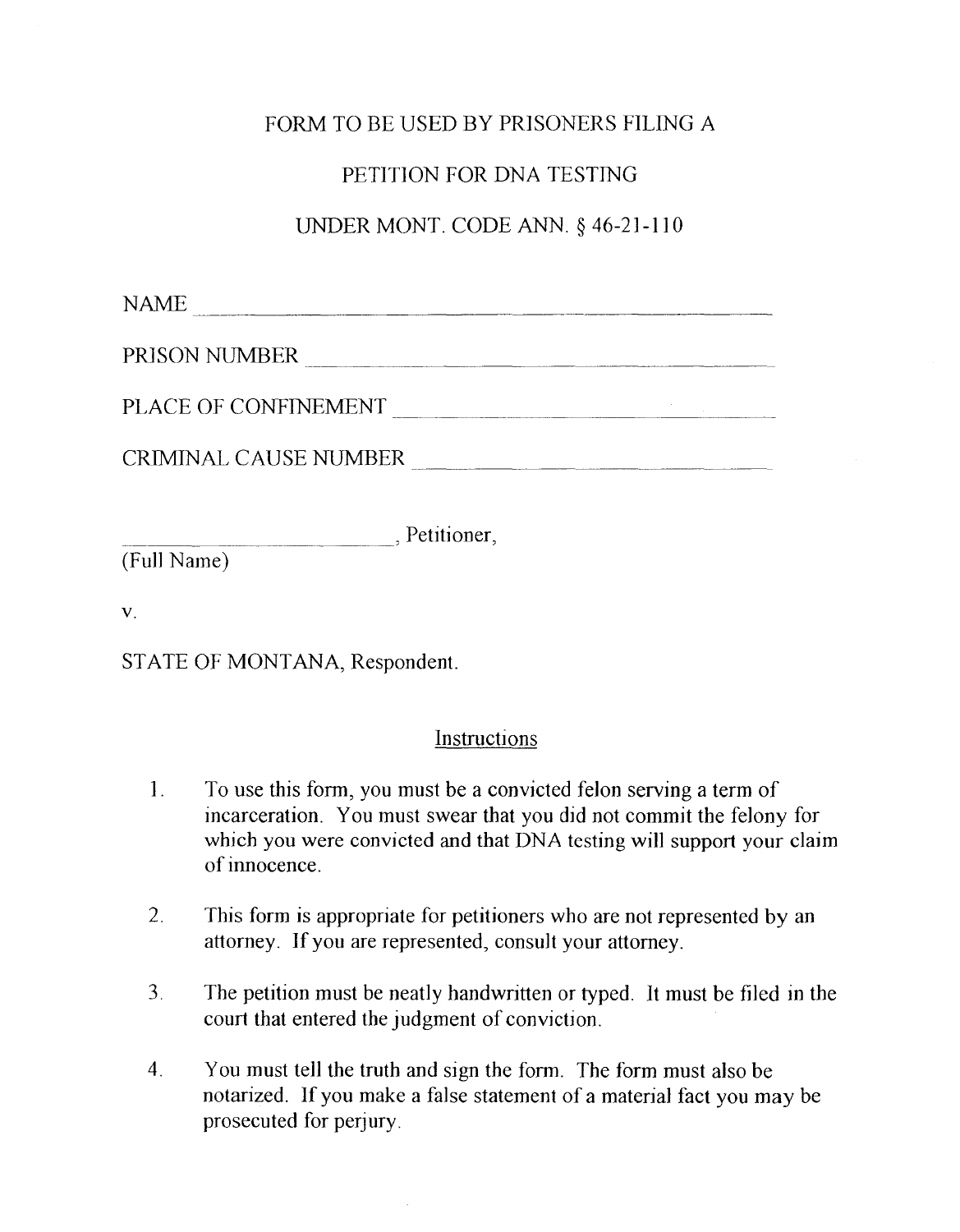FORM TO BE USED BY PRISONERS FILING A

PETITION FOR DNA TESTING

UNDER MONT. CODE ANN. § 46-21-110

NAME \_\_\_\_\_\_\_\_\_\_\_\_\_\_\_\_\_\_\_\_\_\_\_\_\_\_\_\_\_\_\_\_\_\_\_\_\_\_\_\_\_\_\_\_

PRISON NUMBER \_\_\_\_\_\_\_\_\_\_\_\_\_\_\_\_\_\_\_\_\_\_\_\_\_\_\_\_\_\_\_\_\_\_\_\_

PLACE OF CONFINEMENT \_\_\_\_\_\_\_\_\_\_\_\_\_\_\_\_\_\_\_\_\_\_\_\_\_\_\_\_\_\_

CRIMINAL CAUSE NUMBER \_\_\_\_\_\_\_\_\_\_\_\_\_\_\_\_\_\_\_\_\_\_\_\_\_\_\_\_\_

\_\_\_\_\_\_\_\_\_\_\_\_\_\_\_\_\_\_\_\_\_\_\_\_\_\_\_\_, Petitioner,
(Full Name)

v.

STATE OF MONTANA, Respondent.

## Instructions

1. To use this form, you must be a convicted felon serving a term of incarceration. You must swear that you did not commit the felony for which you were convicted and that DNA testing will support your claim of innocence.

2. This form is appropriate for petitioners who are not represented by an attorney. If you are represented, consult your attorney.

3. The petition must be neatly handwritten or typed. It must be filed in the court that entered the judgment of conviction.

4. You must tell the truth and sign the form. The form must also be notarized. If you make a false statement of a material fact you may be prosecuted for perjury.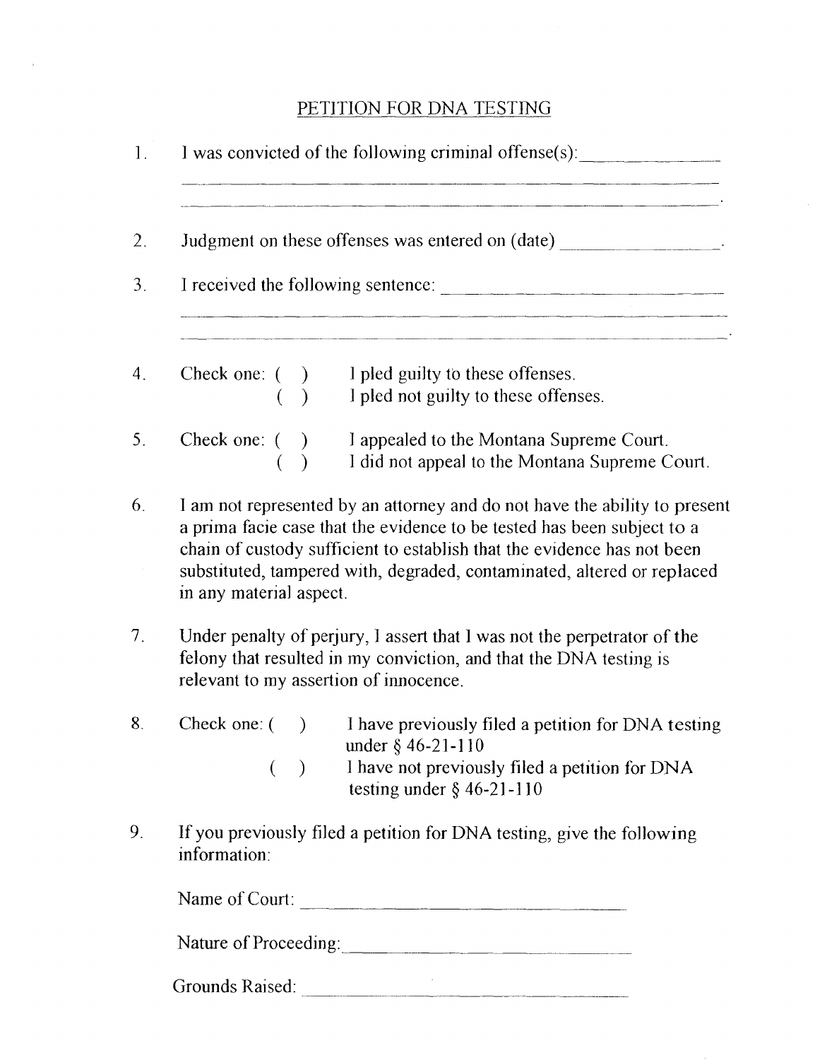# PETITION FOR DNA TESTING

1. I was convicted of the following criminal offense(s): ______________
_______________________________________________
_______________________________________________.

2. Judgment on these offenses was entered on (date) ________________.

3. I received the following sentence: ____________________________
_______________________________________________
_______________________________________________.

4. Check one: ( ) I pled guilty to these offenses.
   ( ) I pled not guilty to these offenses.

5. Check one: ( ) I appealed to the Montana Supreme Court.
   ( ) I did not appeal to the Montana Supreme Court.

6. I am not represented by an attorney and do not have the ability to present a prima facie case that the evidence to be tested has been subject to a chain of custody sufficient to establish that the evidence has not been substituted, tampered with, degraded, contaminated, altered or replaced in any material aspect.

7. Under penalty of perjury, I assert that I was not the perpetrator of the felony that resulted in my conviction, and that the DNA testing is relevant to my assertion of innocence.

8. Check one: ( ) I have previously filed a petition for DNA testing under § 46-21-110
   ( ) I have not previously filed a petition for DNA testing under § 46-21-110

9. If you previously filed a petition for DNA testing, give the following information:

   Name of Court: ______________________________

   Nature of Proceeding: ______________________________

   Grounds Raised: ______________________________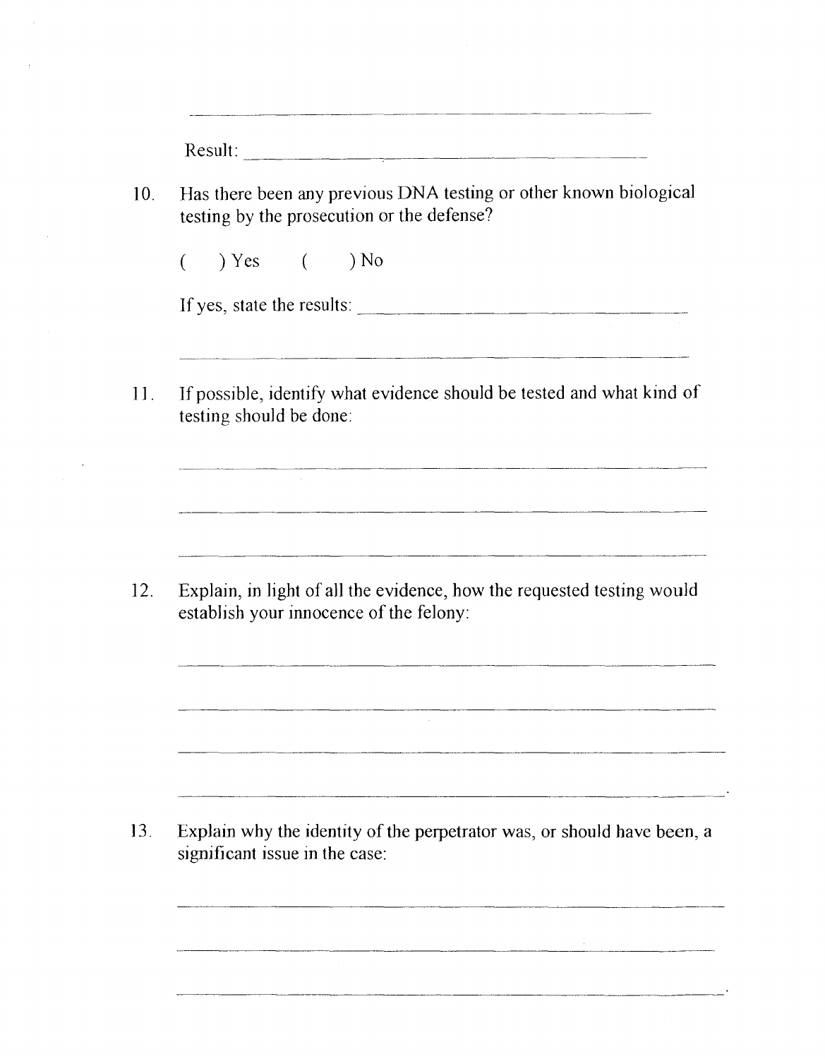\_\_\_\_\_\_\_\_\_\_\_\_\_\_\_\_\_\_\_\_\_\_\_\_\_\_\_\_\_\_\_\_\_\_\_\_\_\_\_\_\_\_\_\_

Result: \_\_\_\_\_\_\_\_\_\_\_\_\_\_\_\_\_\_\_\_\_\_\_\_\_\_\_\_\_\_\_\_\_\_\_\_\_\_\_\_

10. Has there been any previous DNA testing or other known biological testing by the prosecution or the defense?

    (    ) Yes    (    ) No

    If yes, state the results: \_\_\_\_\_\_\_\_\_\_\_\_\_\_\_\_\_\_\_\_\_\_\_\_\_\_\_\_\_\_\_\_\_\_

    \_\_\_\_\_\_\_\_\_\_\_\_\_\_\_\_\_\_\_\_\_\_\_\_\_\_\_\_\_\_\_\_\_\_\_\_\_\_\_\_\_\_\_\_\_\_\_\_\_\_\_\_\_\_\_\_

11. If possible, identify what evidence should be tested and what kind of testing should be done:

    \_\_\_\_\_\_\_\_\_\_\_\_\_\_\_\_\_\_\_\_\_\_\_\_\_\_\_\_\_\_\_\_\_\_\_\_\_\_\_\_\_\_\_\_\_\_\_\_\_\_\_\_\_\_\_\_

    \_\_\_\_\_\_\_\_\_\_\_\_\_\_\_\_\_\_\_\_\_\_\_\_\_\_\_\_\_\_\_\_\_\_\_\_\_\_\_\_\_\_\_\_\_\_\_\_\_\_\_\_\_\_\_\_

    \_\_\_\_\_\_\_\_\_\_\_\_\_\_\_\_\_\_\_\_\_\_\_\_\_\_\_\_\_\_\_\_\_\_\_\_\_\_\_\_\_\_\_\_\_\_\_\_\_\_\_\_\_\_\_\_

12. Explain, in light of all the evidence, how the requested testing would establish your innocence of the felony:

    \_\_\_\_\_\_\_\_\_\_\_\_\_\_\_\_\_\_\_\_\_\_\_\_\_\_\_\_\_\_\_\_\_\_\_\_\_\_\_\_\_\_\_\_\_\_\_\_\_\_\_\_\_\_\_\_

    \_\_\_\_\_\_\_\_\_\_\_\_\_\_\_\_\_\_\_\_\_\_\_\_\_\_\_\_\_\_\_\_\_\_\_\_\_\_\_\_\_\_\_\_\_\_\_\_\_\_\_\_\_\_\_\_

    \_\_\_\_\_\_\_\_\_\_\_\_\_\_\_\_\_\_\_\_\_\_\_\_\_\_\_\_\_\_\_\_\_\_\_\_\_\_\_\_\_\_\_\_\_\_\_\_\_\_\_\_\_\_\_\_

    \_\_\_\_\_\_\_\_\_\_\_\_\_\_\_\_\_\_\_\_\_\_\_\_\_\_\_\_\_\_\_\_\_\_\_\_\_\_\_\_\_\_\_\_\_\_\_\_\_\_\_\_\_\_\_\_.

13. Explain why the identity of the perpetrator was, or should have been, a significant issue in the case:

    \_\_\_\_\_\_\_\_\_\_\_\_\_\_\_\_\_\_\_\_\_\_\_\_\_\_\_\_\_\_\_\_\_\_\_\_\_\_\_\_\_\_\_\_\_\_\_\_\_\_\_\_\_\_\_\_

    \_\_\_\_\_\_\_\_\_\_\_\_\_\_\_\_\_\_\_\_\_\_\_\_\_\_\_\_\_\_\_\_\_\_\_\_\_\_\_\_\_\_\_\_\_\_\_\_\_\_\_\_\_\_\_\_

    \_\_\_\_\_\_\_\_\_\_\_\_\_\_\_\_\_\_\_\_\_\_\_\_\_\_\_\_\_\_\_\_\_\_\_\_\_\_\_\_\_\_\_\_\_\_\_\_\_\_\_\_\_\_\_\_.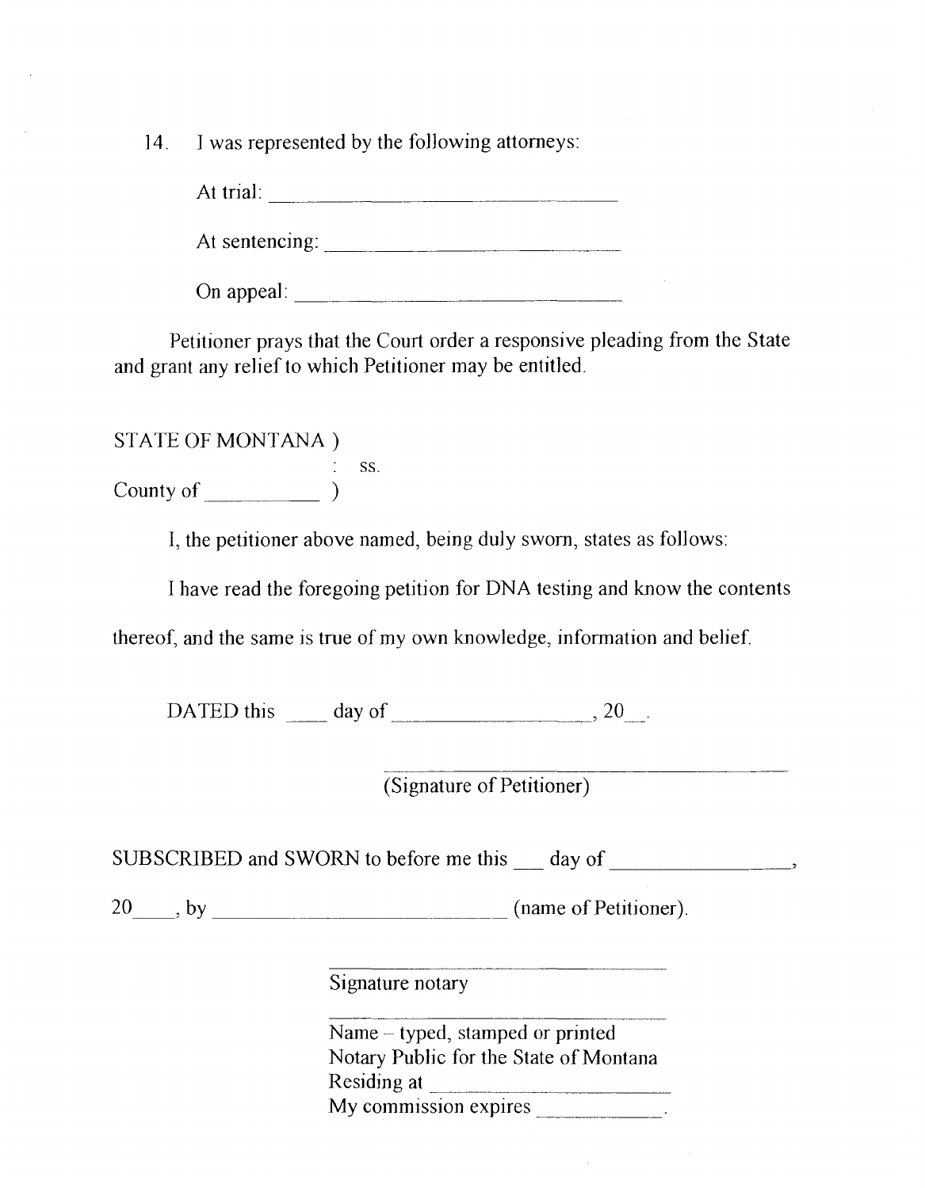14. I was represented by the following attorneys:

 At trial: ______________________________

 At sentencing: __________________________

 On appeal: ______________________________

Petitioner prays that the Court order a responsive pleading from the State and grant any relief to which Petitioner may be entitled.

STATE OF MONTANA )
 : ss.
County of __________ )

I, the petitioner above named, being duly sworn, states as follows:

I have read the foregoing petition for DNA testing and know the contents thereof, and the same is true of my own knowledge, information and belief.

DATED this ____ day of ________________, 20__.

________________________________
(Signature of Petitioner)

SUBSCRIBED and SWORN to before me this ___ day of _______________,

20____, by ___________________________ (name of Petitioner).

________________________________
Signature notary

________________________________
Name – typed, stamped or printed
Notary Public for the State of Montana
Residing at ____________________
My commission expires __________.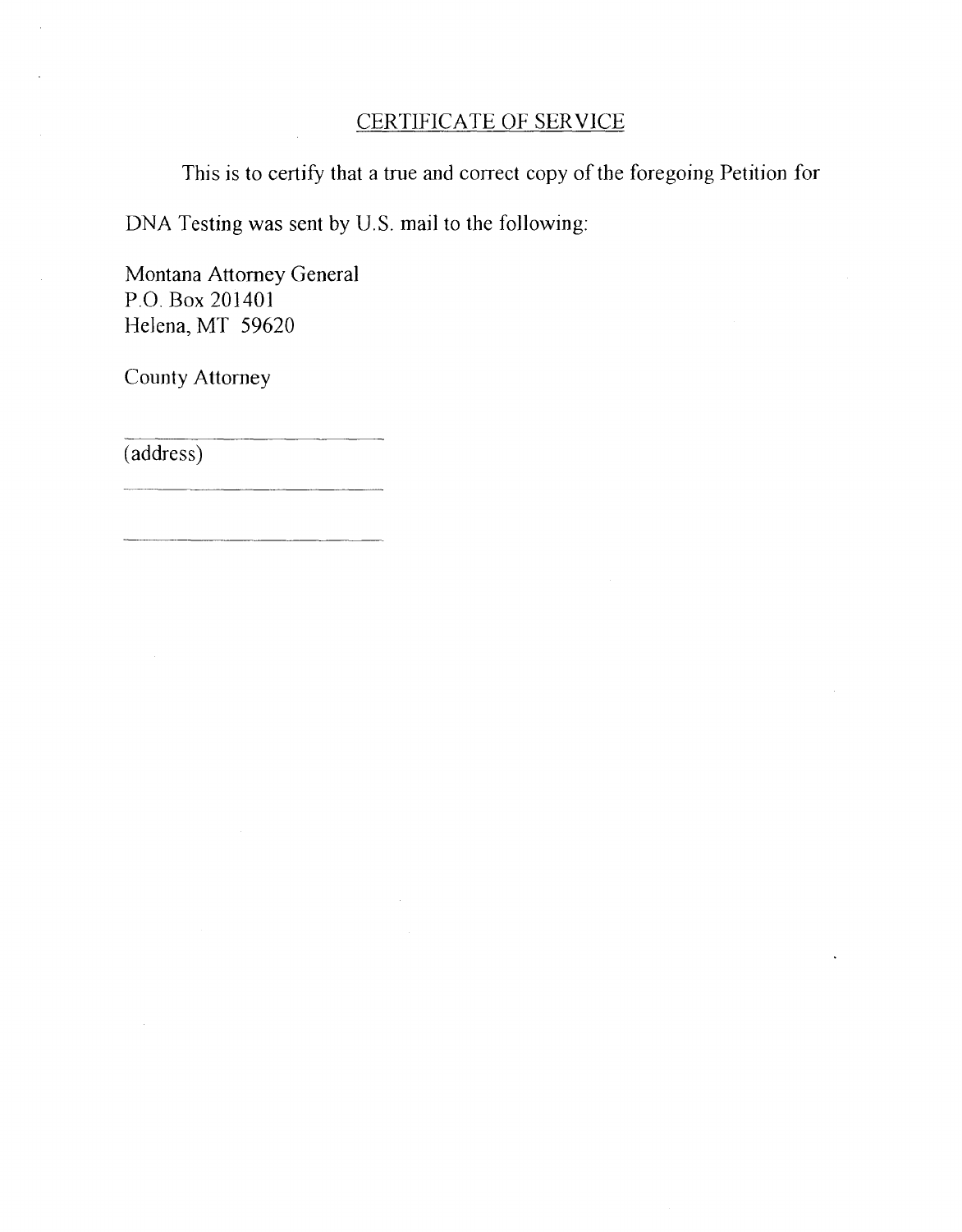## CERTIFICATE OF SERVICE

This is to certify that a true and correct copy of the foregoing Petition for DNA Testing was sent by U.S. mail to the following:

Montana Attorney General
P.O. Box 201401
Helena, MT 59620

County Attorney

____________________
(address)
____________________

____________________